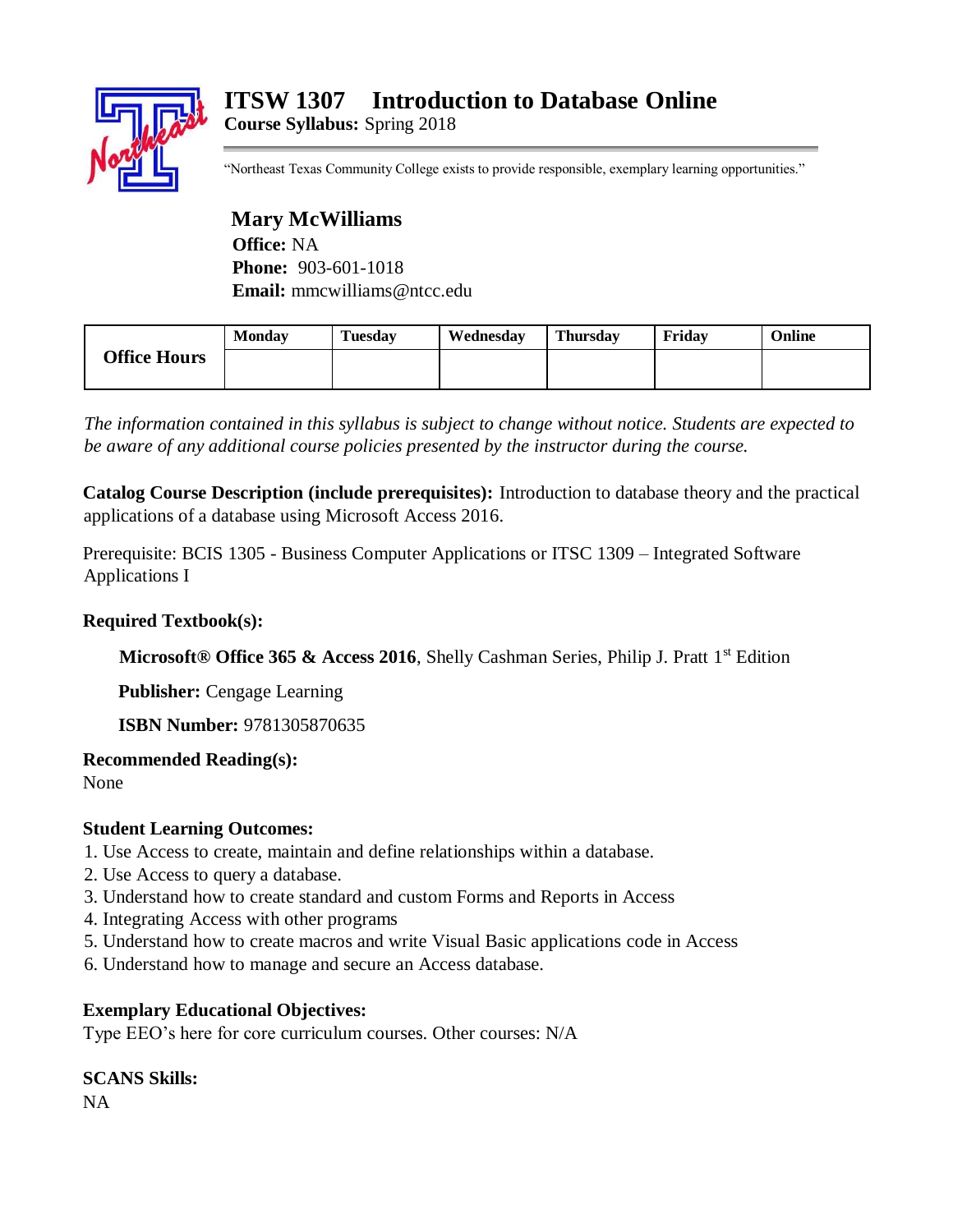# ITSW 1307 Introduction to Database Online

**Course Syllabus:** Spring 2018

"Northeast Texas Community College exists to provide responsible, exemplary learning opportunities."

**Mary McWilliams**

**Office:** NA

**Phone:** 903-601-1018

**Email:** mmcwilliams@ntcc.edu

| Office Hours | Monday | Tuesday | Wednesday | Thursday | Friday | Online |
|---|---|---|---|---|---|---|
| | | | | | | |

*The information contained in this syllabus is subject to change without notice. Students are expected to be aware of any additional course policies presented by the instructor during the course.*

**Catalog Course Description (include prerequisites):** Introduction to database theory and the practical applications of a database using Microsoft Access 2016.

Prerequisite: BCIS 1305 - Business Computer Applications or ITSC 1309 – Integrated Software Applications I

**Required Textbook(s):**

**Microsoft® Office 365 & Access 2016**, Shelly Cashman Series, Philip J. Pratt 1st Edition

**Publisher:** Cengage Learning

**ISBN Number:** 9781305870635

**Recommended Reading(s):**

None

**Student Learning Outcomes:**

1. Use Access to create, maintain and define relationships within a database.
2. Use Access to query a database.
3. Understand how to create standard and custom Forms and Reports in Access
4. Integrating Access with other programs
5. Understand how to create macros and write Visual Basic applications code in Access
6. Understand how to manage and secure an Access database.

**Exemplary Educational Objectives:**

Type EEO's here for core curriculum courses. Other courses: N/A

**SCANS Skills:**

NA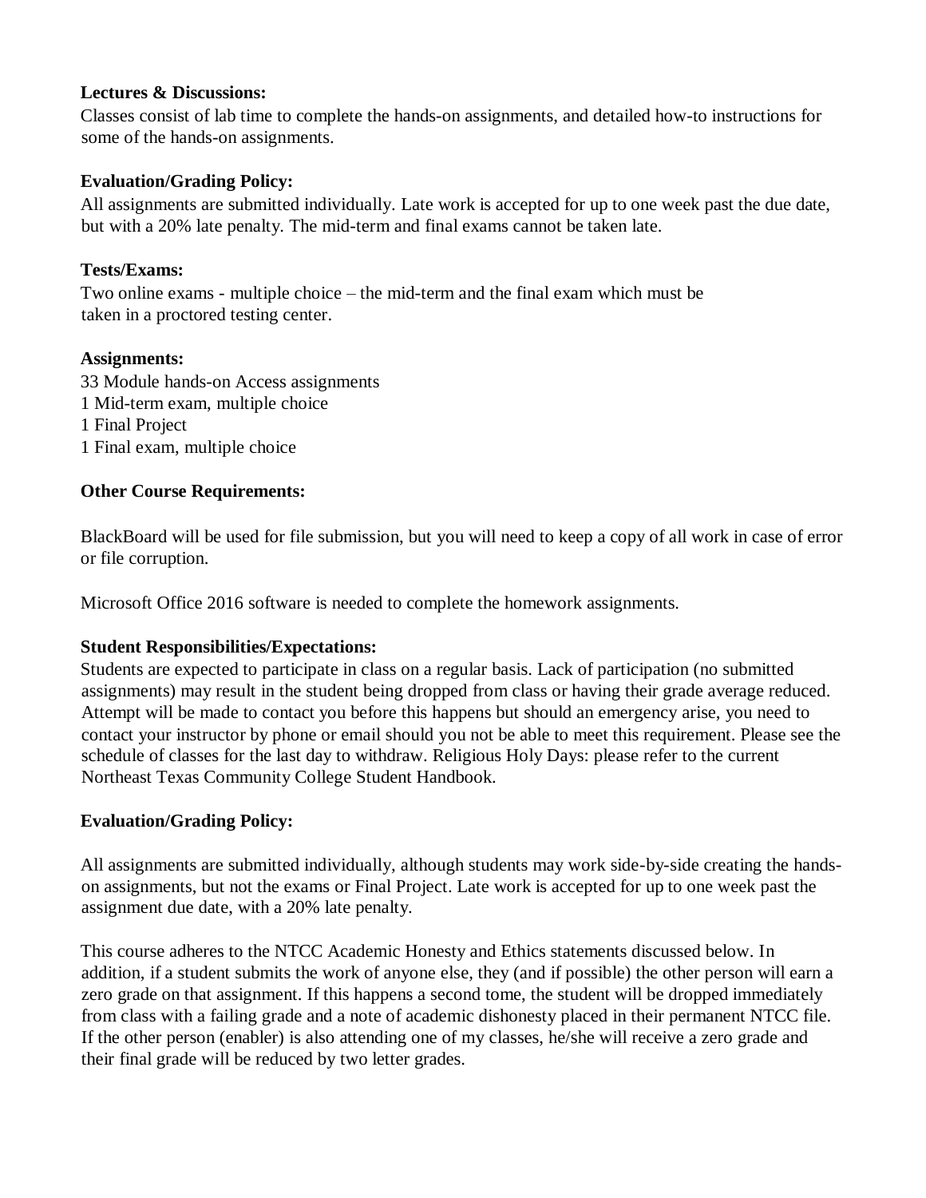**Lectures & Discussions:**
Classes consist of lab time to complete the hands-on assignments, and detailed how-to instructions for some of the hands-on assignments.

**Evaluation/Grading Policy:**
All assignments are submitted individually. Late work is accepted for up to one week past the due date, but with a 20% late penalty. The mid-term and final exams cannot be taken late.

**Tests/Exams:**
Two online exams - multiple choice – the mid-term and the final exam which must be taken in a proctored testing center.

**Assignments:**
33 Module hands-on Access assignments
1 Mid-term exam, multiple choice
1 Final Project
1 Final exam, multiple choice

**Other Course Requirements:**

BlackBoard will be used for file submission, but you will need to keep a copy of all work in case of error or file corruption.

Microsoft Office 2016 software is needed to complete the homework assignments.

**Student Responsibilities/Expectations:**
Students are expected to participate in class on a regular basis. Lack of participation (no submitted assignments) may result in the student being dropped from class or having their grade average reduced. Attempt will be made to contact you before this happens but should an emergency arise, you need to contact your instructor by phone or email should you not be able to meet this requirement. Please see the schedule of classes for the last day to withdraw. Religious Holy Days: please refer to the current Northeast Texas Community College Student Handbook.

**Evaluation/Grading Policy:**

All assignments are submitted individually, although students may work side-by-side creating the hands-on assignments, but not the exams or Final Project. Late work is accepted for up to one week past the assignment due date, with a 20% late penalty.

This course adheres to the NTCC Academic Honesty and Ethics statements discussed below. In addition, if a student submits the work of anyone else, they (and if possible) the other person will earn a zero grade on that assignment. If this happens a second tome, the student will be dropped immediately from class with a failing grade and a note of academic dishonesty placed in their permanent NTCC file. If the other person (enabler) is also attending one of my classes, he/she will receive a zero grade and their final grade will be reduced by two letter grades.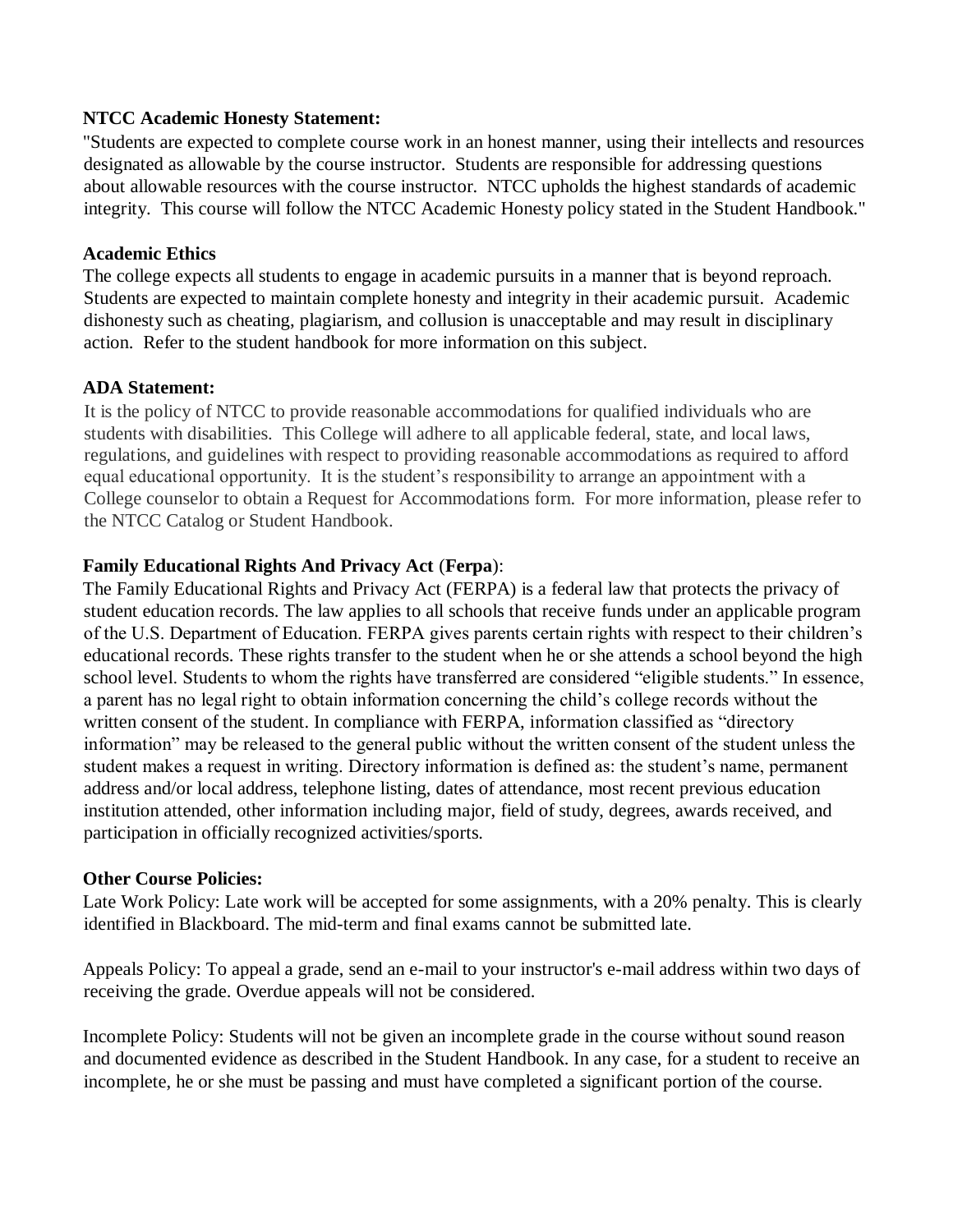**NTCC Academic Honesty Statement:**

"Students are expected to complete course work in an honest manner, using their intellects and resources designated as allowable by the course instructor. Students are responsible for addressing questions about allowable resources with the course instructor. NTCC upholds the highest standards of academic integrity. This course will follow the NTCC Academic Honesty policy stated in the Student Handbook."

**Academic Ethics**

The college expects all students to engage in academic pursuits in a manner that is beyond reproach. Students are expected to maintain complete honesty and integrity in their academic pursuit. Academic dishonesty such as cheating, plagiarism, and collusion is unacceptable and may result in disciplinary action. Refer to the student handbook for more information on this subject.

**ADA Statement:**

It is the policy of NTCC to provide reasonable accommodations for qualified individuals who are students with disabilities. This College will adhere to all applicable federal, state, and local laws, regulations, and guidelines with respect to providing reasonable accommodations as required to afford equal educational opportunity. It is the student's responsibility to arrange an appointment with a College counselor to obtain a Request for Accommodations form. For more information, please refer to the NTCC Catalog or Student Handbook.

**Family Educational Rights And Privacy Act** (**Ferpa**):

The Family Educational Rights and Privacy Act (FERPA) is a federal law that protects the privacy of student education records. The law applies to all schools that receive funds under an applicable program of the U.S. Department of Education. FERPA gives parents certain rights with respect to their children's educational records. These rights transfer to the student when he or she attends a school beyond the high school level. Students to whom the rights have transferred are considered "eligible students." In essence, a parent has no legal right to obtain information concerning the child's college records without the written consent of the student. In compliance with FERPA, information classified as "directory information" may be released to the general public without the written consent of the student unless the student makes a request in writing. Directory information is defined as: the student's name, permanent address and/or local address, telephone listing, dates of attendance, most recent previous education institution attended, other information including major, field of study, degrees, awards received, and participation in officially recognized activities/sports.

**Other Course Policies:**

Late Work Policy: Late work will be accepted for some assignments, with a 20% penalty. This is clearly identified in Blackboard. The mid-term and final exams cannot be submitted late.

Appeals Policy: To appeal a grade, send an e-mail to your instructor's e-mail address within two days of receiving the grade. Overdue appeals will not be considered.

Incomplete Policy: Students will not be given an incomplete grade in the course without sound reason and documented evidence as described in the Student Handbook. In any case, for a student to receive an incomplete, he or she must be passing and must have completed a significant portion of the course.